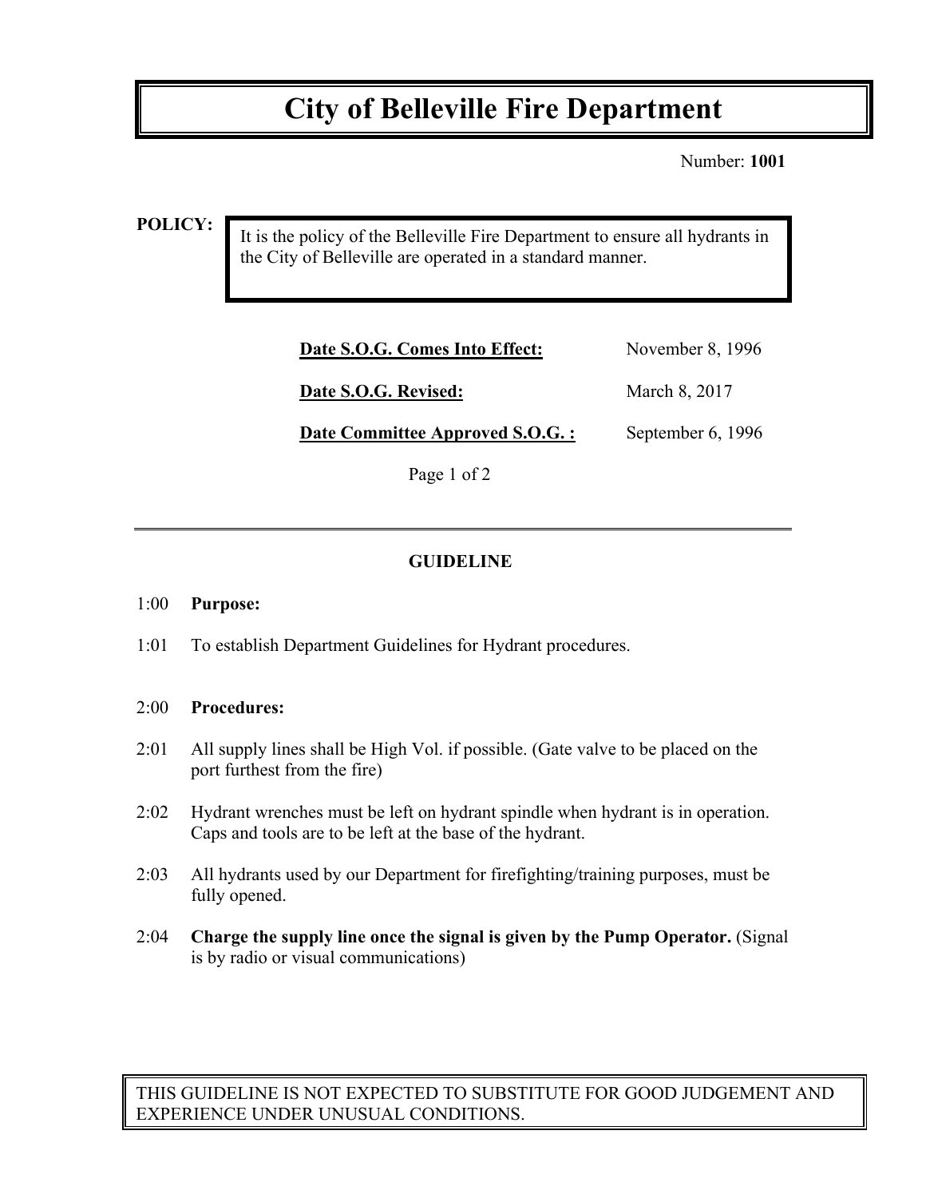# City of Belleville Fire Department

Number: **1001**

**POLICY:**

It is the policy of the Belleville Fire Department to ensure all hydrants in the City of Belleville are operated in a standard manner.

| | |
|---|---|
| **Date S.O.G. Comes Into Effect:** | November 8, 1996 |
| **Date S.O.G. Revised:** | March 8, 2017 |
| **Date Committee Approved S.O.G. :** | September 6, 1996 |

---

## GUIDELINE

1:00 **Purpose:**

1:01 To establish Department Guidelines for Hydrant procedures.

2:00 **Procedures:**

2:01 All supply lines shall be High Vol. if possible. (Gate valve to be placed on the port furthest from the fire)

2:02 Hydrant wrenches must be left on hydrant spindle when hydrant is in operation. Caps and tools are to be left at the base of the hydrant.

2:03 All hydrants used by our Department for firefighting/training purposes, must be fully opened.

2:04 **Charge the supply line once the signal is given by the Pump Operator.** (Signal is by radio or visual communications)

THIS GUIDELINE IS NOT EXPECTED TO SUBSTITUTE FOR GOOD JUDGEMENT AND EXPERIENCE UNDER UNUSUAL CONDITIONS.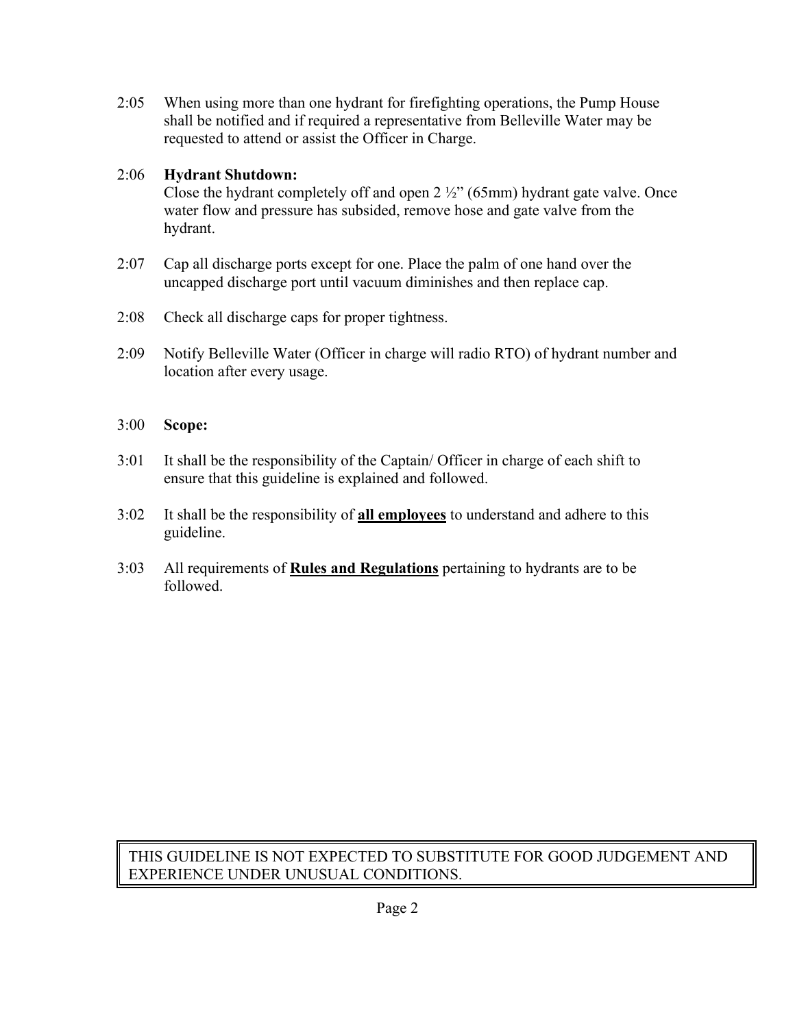2:05 When using more than one hydrant for firefighting operations, the Pump House shall be notified and if required a representative from Belleville Water may be requested to attend or assist the Officer in Charge.

2:06 **Hydrant Shutdown:**
Close the hydrant completely off and open 2 ½" (65mm) hydrant gate valve. Once water flow and pressure has subsided, remove hose and gate valve from the hydrant.

2:07 Cap all discharge ports except for one. Place the palm of one hand over the uncapped discharge port until vacuum diminishes and then replace cap.

2:08 Check all discharge caps for proper tightness.

2:09 Notify Belleville Water (Officer in charge will radio RTO) of hydrant number and location after every usage.

3:00 **Scope:**

3:01 It shall be the responsibility of the Captain/ Officer in charge of each shift to ensure that this guideline is explained and followed.

3:02 It shall be the responsibility of **<u>all employees</u>** to understand and adhere to this guideline.

3:03 All requirements of **<u>Rules and Regulations</u>** pertaining to hydrants are to be followed.

THIS GUIDELINE IS NOT EXPECTED TO SUBSTITUTE FOR GOOD JUDGEMENT AND EXPERIENCE UNDER UNUSUAL CONDITIONS.